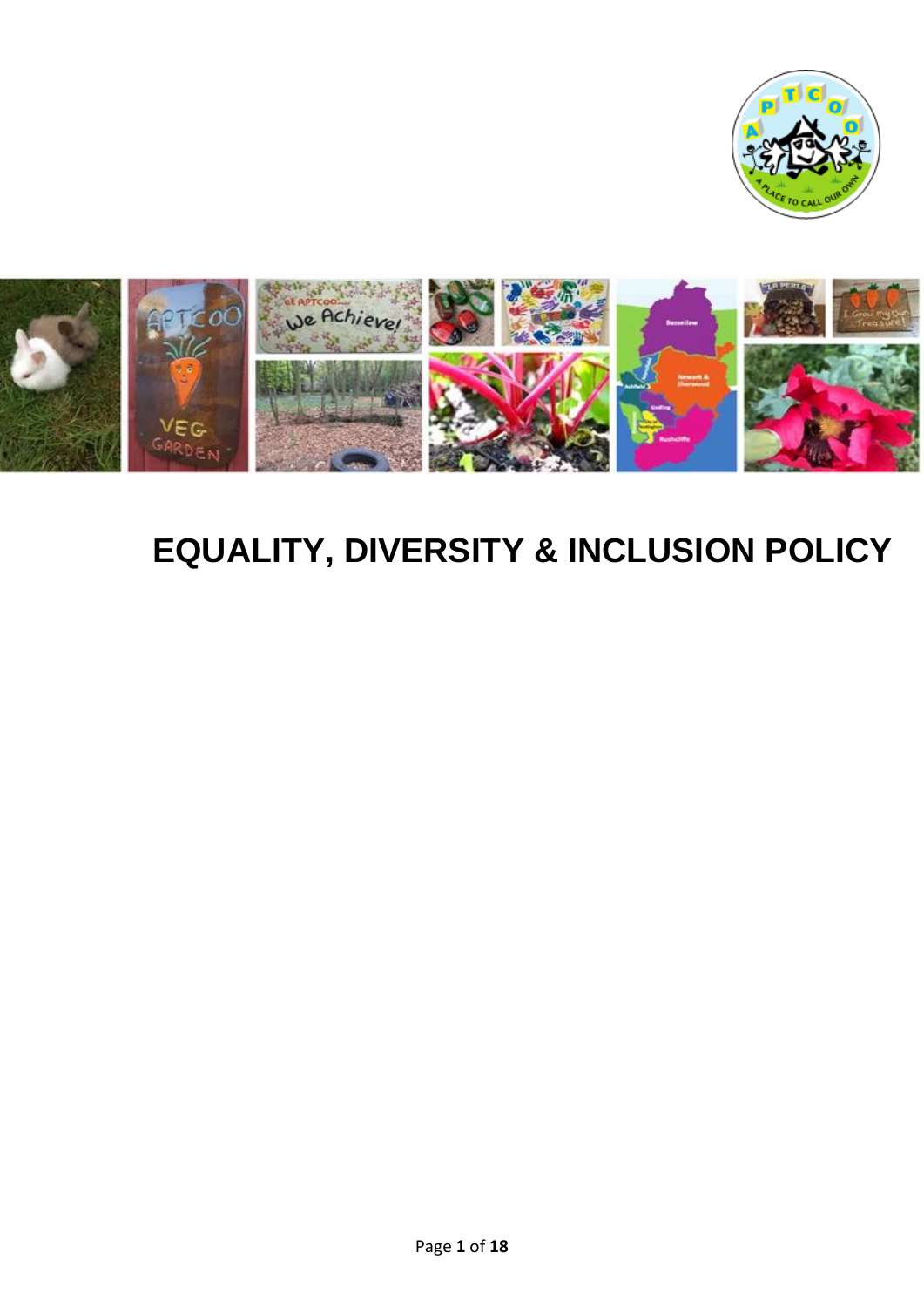# EQUALITY, DIVERSITY & INCLUSION POLICY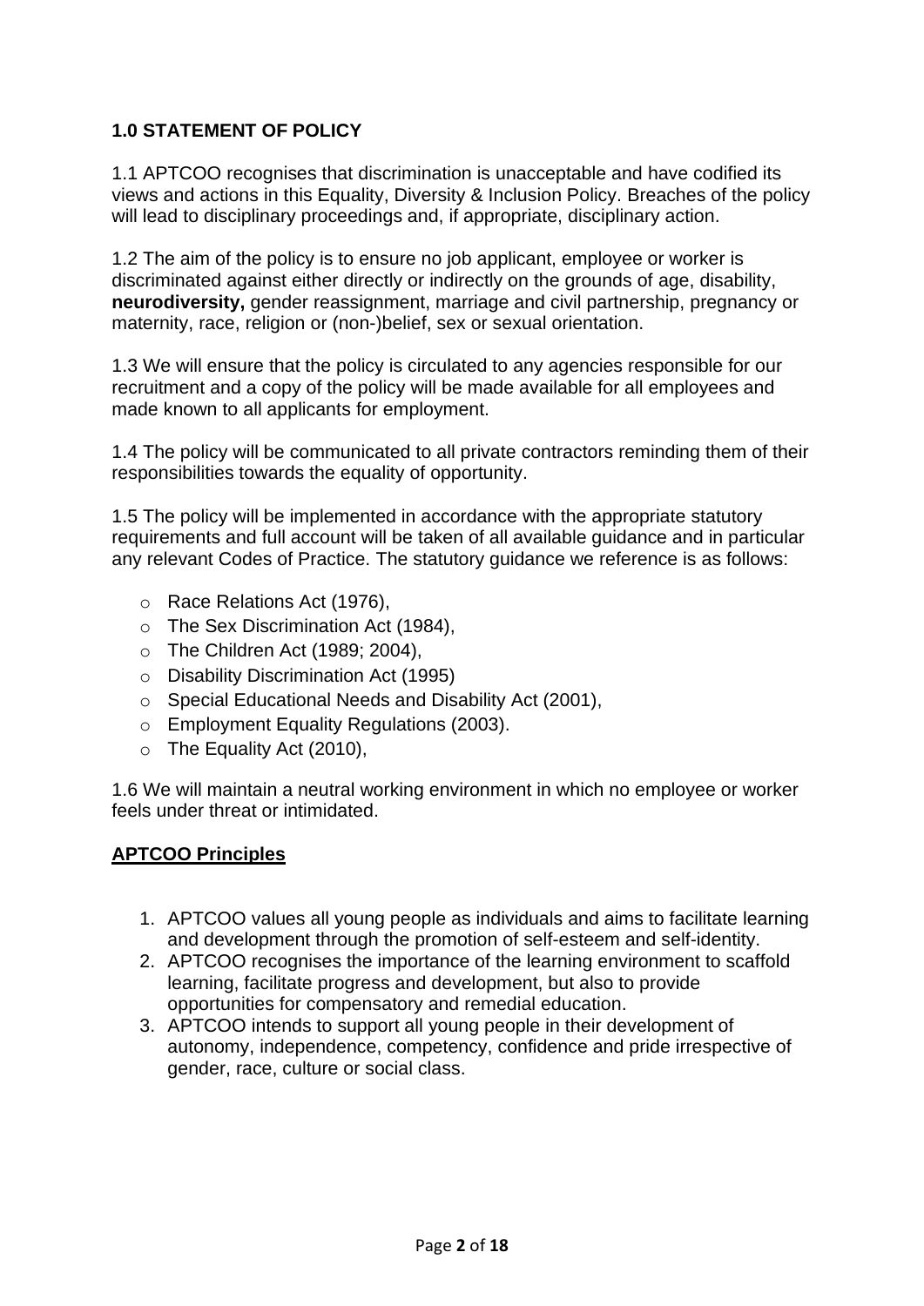## 1.0 STATEMENT OF POLICY

1.1 APTCOO recognises that discrimination is unacceptable and have codified its views and actions in this Equality, Diversity & Inclusion Policy. Breaches of the policy will lead to disciplinary proceedings and, if appropriate, disciplinary action.

1.2 The aim of the policy is to ensure no job applicant, employee or worker is discriminated against either directly or indirectly on the grounds of age, disability, **neurodiversity,** gender reassignment, marriage and civil partnership, pregnancy or maternity, race, religion or (non-)belief, sex or sexual orientation.

1.3 We will ensure that the policy is circulated to any agencies responsible for our recruitment and a copy of the policy will be made available for all employees and made known to all applicants for employment.

1.4 The policy will be communicated to all private contractors reminding them of their responsibilities towards the equality of opportunity.

1.5 The policy will be implemented in accordance with the appropriate statutory requirements and full account will be taken of all available guidance and in particular any relevant Codes of Practice. The statutory guidance we reference is as follows:

- Race Relations Act (1976),
- The Sex Discrimination Act (1984),
- The Children Act (1989; 2004),
- Disability Discrimination Act (1995)
- Special Educational Needs and Disability Act (2001),
- Employment Equality Regulations (2003).
- The Equality Act (2010),

1.6 We will maintain a neutral working environment in which no employee or worker feels under threat or intimidated.

## APTCOO Principles

1. APTCOO values all young people as individuals and aims to facilitate learning and development through the promotion of self-esteem and self-identity.
2. APTCOO recognises the importance of the learning environment to scaffold learning, facilitate progress and development, but also to provide opportunities for compensatory and remedial education.
3. APTCOO intends to support all young people in their development of autonomy, independence, competency, confidence and pride irrespective of gender, race, culture or social class.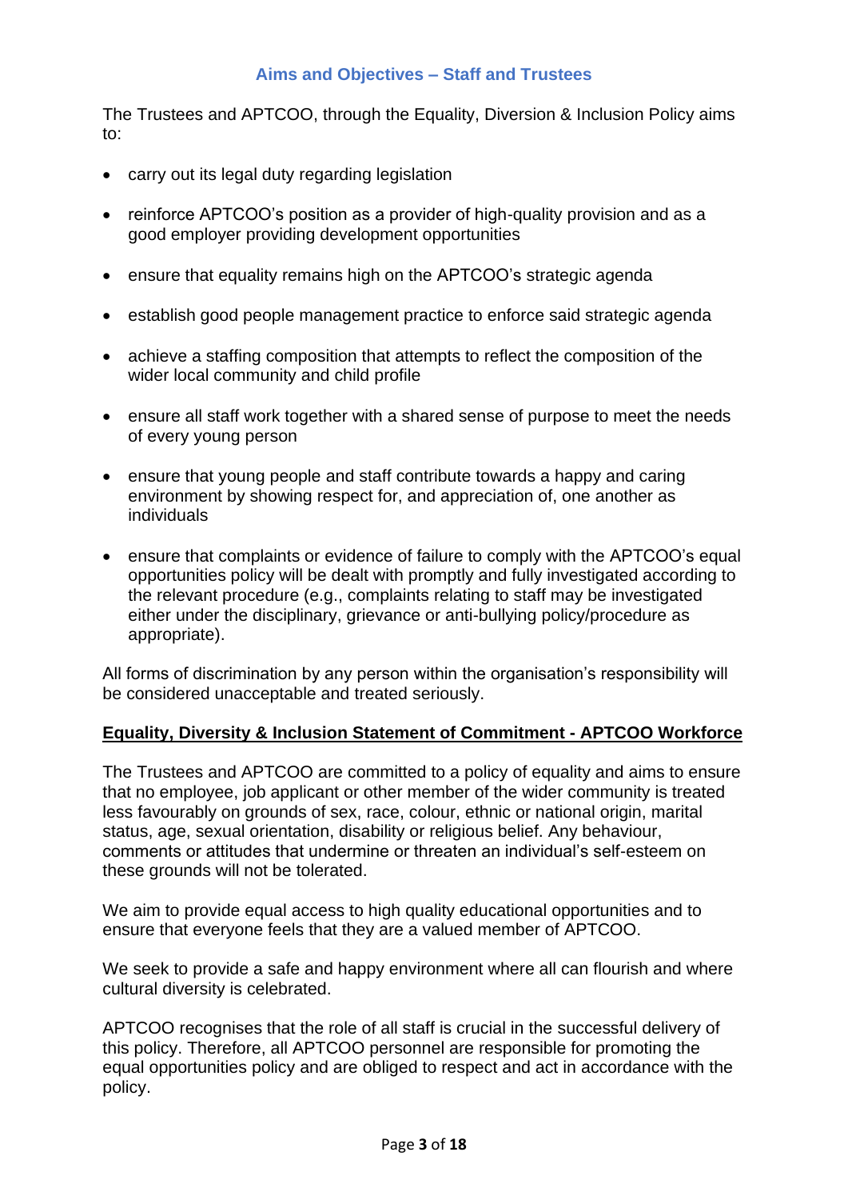## Aims and Objectives – Staff and Trustees

The Trustees and APTCOO, through the Equality, Diversion & Inclusion Policy aims to:

- carry out its legal duty regarding legislation
- reinforce APTCOO's position as a provider of high-quality provision and as a good employer providing development opportunities
- ensure that equality remains high on the APTCOO's strategic agenda
- establish good people management practice to enforce said strategic agenda
- achieve a staffing composition that attempts to reflect the composition of the wider local community and child profile
- ensure all staff work together with a shared sense of purpose to meet the needs of every young person
- ensure that young people and staff contribute towards a happy and caring environment by showing respect for, and appreciation of, one another as individuals
- ensure that complaints or evidence of failure to comply with the APTCOO's equal opportunities policy will be dealt with promptly and fully investigated according to the relevant procedure (e.g., complaints relating to staff may be investigated either under the disciplinary, grievance or anti-bullying policy/procedure as appropriate).

All forms of discrimination by any person within the organisation's responsibility will be considered unacceptable and treated seriously.

### Equality, Diversity & Inclusion Statement of Commitment - APTCOO Workforce

The Trustees and APTCOO are committed to a policy of equality and aims to ensure that no employee, job applicant or other member of the wider community is treated less favourably on grounds of sex, race, colour, ethnic or national origin, marital status, age, sexual orientation, disability or religious belief. Any behaviour, comments or attitudes that undermine or threaten an individual's self-esteem on these grounds will not be tolerated.

We aim to provide equal access to high quality educational opportunities and to ensure that everyone feels that they are a valued member of APTCOO.

We seek to provide a safe and happy environment where all can flourish and where cultural diversity is celebrated.

APTCOO recognises that the role of all staff is crucial in the successful delivery of this policy. Therefore, all APTCOO personnel are responsible for promoting the equal opportunities policy and are obliged to respect and act in accordance with the policy.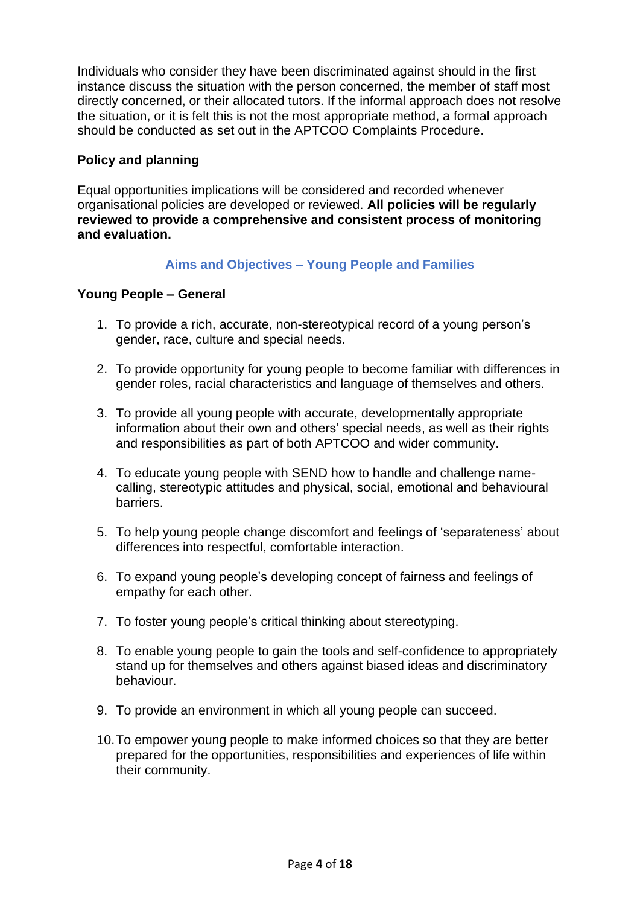Individuals who consider they have been discriminated against should in the first instance discuss the situation with the person concerned, the member of staff most directly concerned, or their allocated tutors. If the informal approach does not resolve the situation, or it is felt this is not the most appropriate method, a formal approach should be conducted as set out in the APTCOO Complaints Procedure.

### Policy and planning

Equal opportunities implications will be considered and recorded whenever organisational policies are developed or reviewed. **All policies will be regularly reviewed to provide a comprehensive and consistent process of monitoring and evaluation.**

## Aims and Objectives – Young People and Families

### Young People – General

1. To provide a rich, accurate, non-stereotypical record of a young person's gender, race, culture and special needs.

2. To provide opportunity for young people to become familiar with differences in gender roles, racial characteristics and language of themselves and others.

3. To provide all young people with accurate, developmentally appropriate information about their own and others' special needs, as well as their rights and responsibilities as part of both APTCOO and wider community.

4. To educate young people with SEND how to handle and challenge name-calling, stereotypic attitudes and physical, social, emotional and behavioural barriers.

5. To help young people change discomfort and feelings of 'separateness' about differences into respectful, comfortable interaction.

6. To expand young people's developing concept of fairness and feelings of empathy for each other.

7. To foster young people's critical thinking about stereotyping.

8. To enable young people to gain the tools and self-confidence to appropriately stand up for themselves and others against biased ideas and discriminatory behaviour.

9. To provide an environment in which all young people can succeed.

10. To empower young people to make informed choices so that they are better prepared for the opportunities, responsibilities and experiences of life within their community.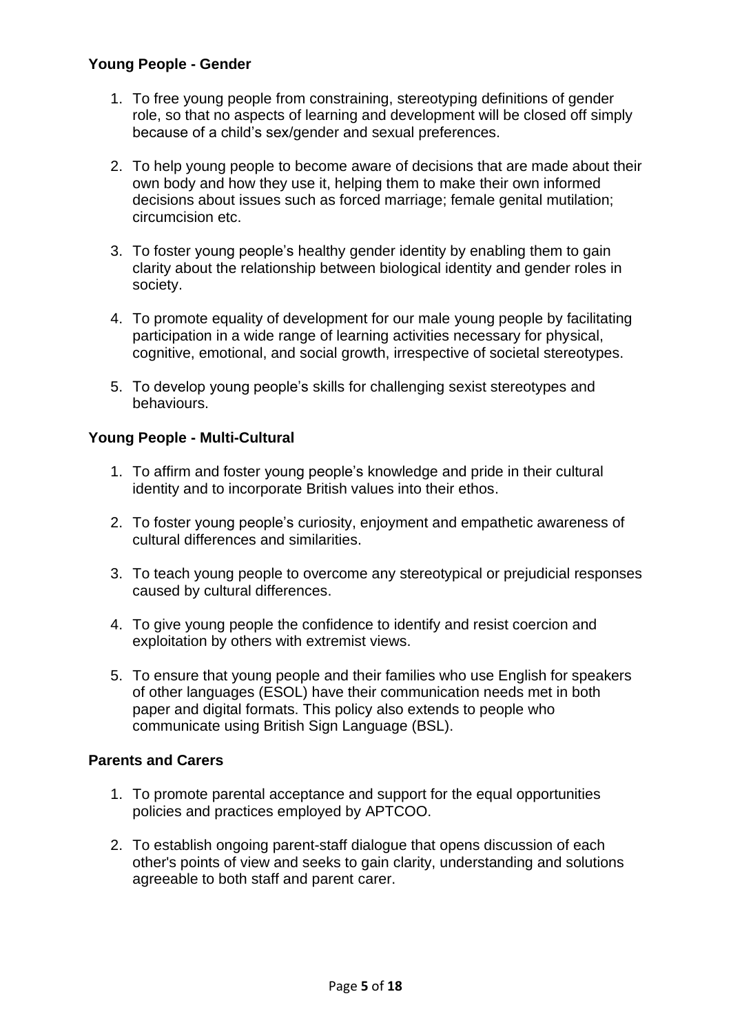**Young People - Gender**

1. To free young people from constraining, stereotyping definitions of gender role, so that no aspects of learning and development will be closed off simply because of a child's sex/gender and sexual preferences.

2. To help young people to become aware of decisions that are made about their own body and how they use it, helping them to make their own informed decisions about issues such as forced marriage; female genital mutilation; circumcision etc.

3. To foster young people's healthy gender identity by enabling them to gain clarity about the relationship between biological identity and gender roles in society.

4. To promote equality of development for our male young people by facilitating participation in a wide range of learning activities necessary for physical, cognitive, emotional, and social growth, irrespective of societal stereotypes.

5. To develop young people's skills for challenging sexist stereotypes and behaviours.

**Young People - Multi-Cultural**

1. To affirm and foster young people's knowledge and pride in their cultural identity and to incorporate British values into their ethos.

2. To foster young people's curiosity, enjoyment and empathetic awareness of cultural differences and similarities.

3. To teach young people to overcome any stereotypical or prejudicial responses caused by cultural differences.

4. To give young people the confidence to identify and resist coercion and exploitation by others with extremist views.

5. To ensure that young people and their families who use English for speakers of other languages (ESOL) have their communication needs met in both paper and digital formats. This policy also extends to people who communicate using British Sign Language (BSL).

**Parents and Carers**

1. To promote parental acceptance and support for the equal opportunities policies and practices employed by APTCOO.

2. To establish ongoing parent-staff dialogue that opens discussion of each other's points of view and seeks to gain clarity, understanding and solutions agreeable to both staff and parent carer.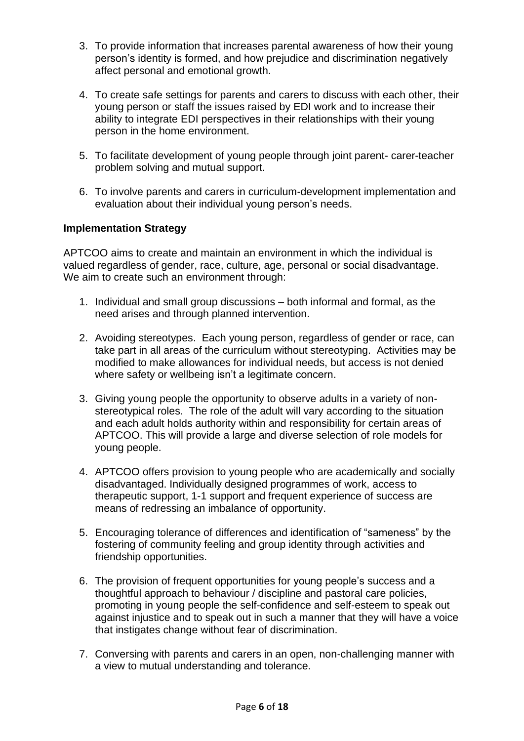3. To provide information that increases parental awareness of how their young person's identity is formed, and how prejudice and discrimination negatively affect personal and emotional growth.

4. To create safe settings for parents and carers to discuss with each other, their young person or staff the issues raised by EDI work and to increase their ability to integrate EDI perspectives in their relationships with their young person in the home environment.

5. To facilitate development of young people through joint parent- carer-teacher problem solving and mutual support.

6. To involve parents and carers in curriculum-development implementation and evaluation about their individual young person's needs.

**Implementation Strategy**

APTCOO aims to create and maintain an environment in which the individual is valued regardless of gender, race, culture, age, personal or social disadvantage. We aim to create such an environment through:

1. Individual and small group discussions – both informal and formal, as the need arises and through planned intervention.

2. Avoiding stereotypes. Each young person, regardless of gender or race, can take part in all areas of the curriculum without stereotyping. Activities may be modified to make allowances for individual needs, but access is not denied where safety or wellbeing isn't a legitimate concern.

3. Giving young people the opportunity to observe adults in a variety of non-stereotypical roles. The role of the adult will vary according to the situation and each adult holds authority within and responsibility for certain areas of APTCOO. This will provide a large and diverse selection of role models for young people.

4. APTCOO offers provision to young people who are academically and socially disadvantaged. Individually designed programmes of work, access to therapeutic support, 1-1 support and frequent experience of success are means of redressing an imbalance of opportunity.

5. Encouraging tolerance of differences and identification of "sameness" by the fostering of community feeling and group identity through activities and friendship opportunities.

6. The provision of frequent opportunities for young people's success and a thoughtful approach to behaviour / discipline and pastoral care policies, promoting in young people the self-confidence and self-esteem to speak out against injustice and to speak out in such a manner that they will have a voice that instigates change without fear of discrimination.

7. Conversing with parents and carers in an open, non-challenging manner with a view to mutual understanding and tolerance.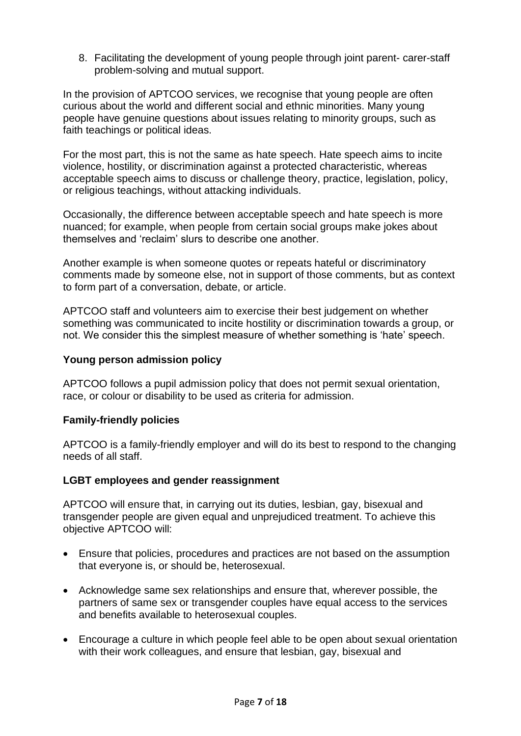8. Facilitating the development of young people through joint parent- carer-staff problem-solving and mutual support.

In the provision of APTCOO services, we recognise that young people are often curious about the world and different social and ethnic minorities. Many young people have genuine questions about issues relating to minority groups, such as faith teachings or political ideas.

For the most part, this is not the same as hate speech. Hate speech aims to incite violence, hostility, or discrimination against a protected characteristic, whereas acceptable speech aims to discuss or challenge theory, practice, legislation, policy, or religious teachings, without attacking individuals.

Occasionally, the difference between acceptable speech and hate speech is more nuanced; for example, when people from certain social groups make jokes about themselves and 'reclaim' slurs to describe one another.

Another example is when someone quotes or repeats hateful or discriminatory comments made by someone else, not in support of those comments, but as context to form part of a conversation, debate, or article.

APTCOO staff and volunteers aim to exercise their best judgement on whether something was communicated to incite hostility or discrimination towards a group, or not. We consider this the simplest measure of whether something is 'hate' speech.

### Young person admission policy

APTCOO follows a pupil admission policy that does not permit sexual orientation, race, or colour or disability to be used as criteria for admission.

### Family-friendly policies

APTCOO is a family-friendly employer and will do its best to respond to the changing needs of all staff.

### LGBT employees and gender reassignment

APTCOO will ensure that, in carrying out its duties, lesbian, gay, bisexual and transgender people are given equal and unprejudiced treatment. To achieve this objective APTCOO will:

- Ensure that policies, procedures and practices are not based on the assumption that everyone is, or should be, heterosexual.
- Acknowledge same sex relationships and ensure that, wherever possible, the partners of same sex or transgender couples have equal access to the services and benefits available to heterosexual couples.
- Encourage a culture in which people feel able to be open about sexual orientation with their work colleagues, and ensure that lesbian, gay, bisexual and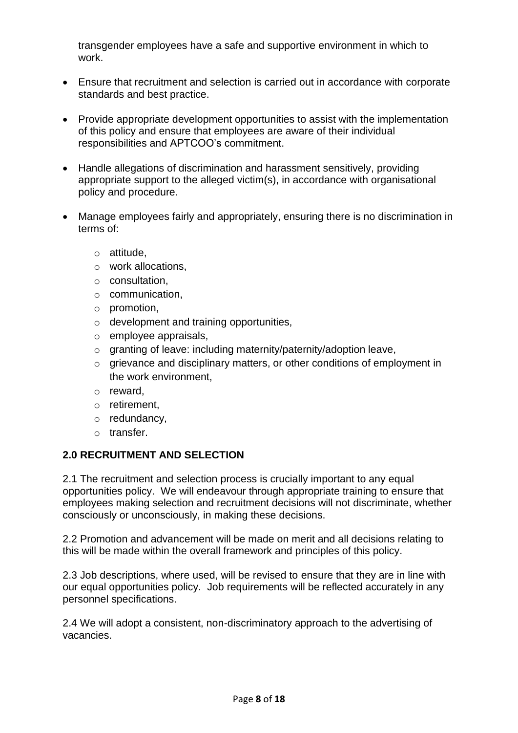transgender employees have a safe and supportive environment in which to work.

- Ensure that recruitment and selection is carried out in accordance with corporate standards and best practice.
- Provide appropriate development opportunities to assist with the implementation of this policy and ensure that employees are aware of their individual responsibilities and APTCOO's commitment.
- Handle allegations of discrimination and harassment sensitively, providing appropriate support to the alleged victim(s), in accordance with organisational policy and procedure.
- Manage employees fairly and appropriately, ensuring there is no discrimination in terms of:
    - attitude,
    - work allocations,
    - consultation,
    - communication,
    - promotion,
    - development and training opportunities,
    - employee appraisals,
    - granting of leave: including maternity/paternity/adoption leave,
    - grievance and disciplinary matters, or other conditions of employment in the work environment,
    - reward,
    - retirement,
    - redundancy,
    - transfer.

## 2.0 RECRUITMENT AND SELECTION

2.1 The recruitment and selection process is crucially important to any equal opportunities policy. We will endeavour through appropriate training to ensure that employees making selection and recruitment decisions will not discriminate, whether consciously or unconsciously, in making these decisions.

2.2 Promotion and advancement will be made on merit and all decisions relating to this will be made within the overall framework and principles of this policy.

2.3 Job descriptions, where used, will be revised to ensure that they are in line with our equal opportunities policy. Job requirements will be reflected accurately in any personnel specifications.

2.4 We will adopt a consistent, non-discriminatory approach to the advertising of vacancies.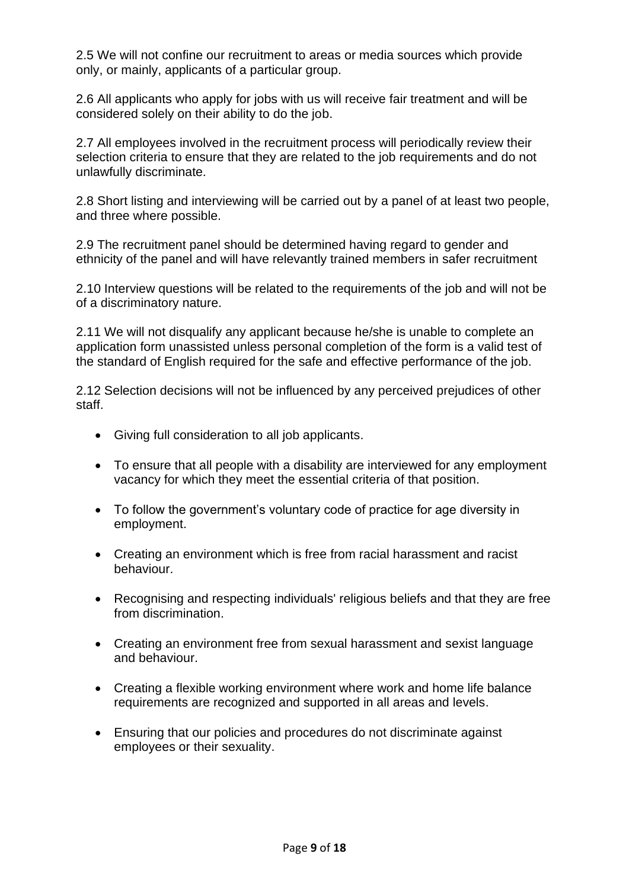2.5 We will not confine our recruitment to areas or media sources which provide only, or mainly, applicants of a particular group.

2.6 All applicants who apply for jobs with us will receive fair treatment and will be considered solely on their ability to do the job.

2.7 All employees involved in the recruitment process will periodically review their selection criteria to ensure that they are related to the job requirements and do not unlawfully discriminate.

2.8 Short listing and interviewing will be carried out by a panel of at least two people, and three where possible.

2.9 The recruitment panel should be determined having regard to gender and ethnicity of the panel and will have relevantly trained members in safer recruitment

2.10 Interview questions will be related to the requirements of the job and will not be of a discriminatory nature.

2.11 We will not disqualify any applicant because he/she is unable to complete an application form unassisted unless personal completion of the form is a valid test of the standard of English required for the safe and effective performance of the job.

2.12 Selection decisions will not be influenced by any perceived prejudices of other staff.

- Giving full consideration to all job applicants.
- To ensure that all people with a disability are interviewed for any employment vacancy for which they meet the essential criteria of that position.
- To follow the government's voluntary code of practice for age diversity in employment.
- Creating an environment which is free from racial harassment and racist behaviour.
- Recognising and respecting individuals' religious beliefs and that they are free from discrimination.
- Creating an environment free from sexual harassment and sexist language and behaviour.
- Creating a flexible working environment where work and home life balance requirements are recognized and supported in all areas and levels.
- Ensuring that our policies and procedures do not discriminate against employees or their sexuality.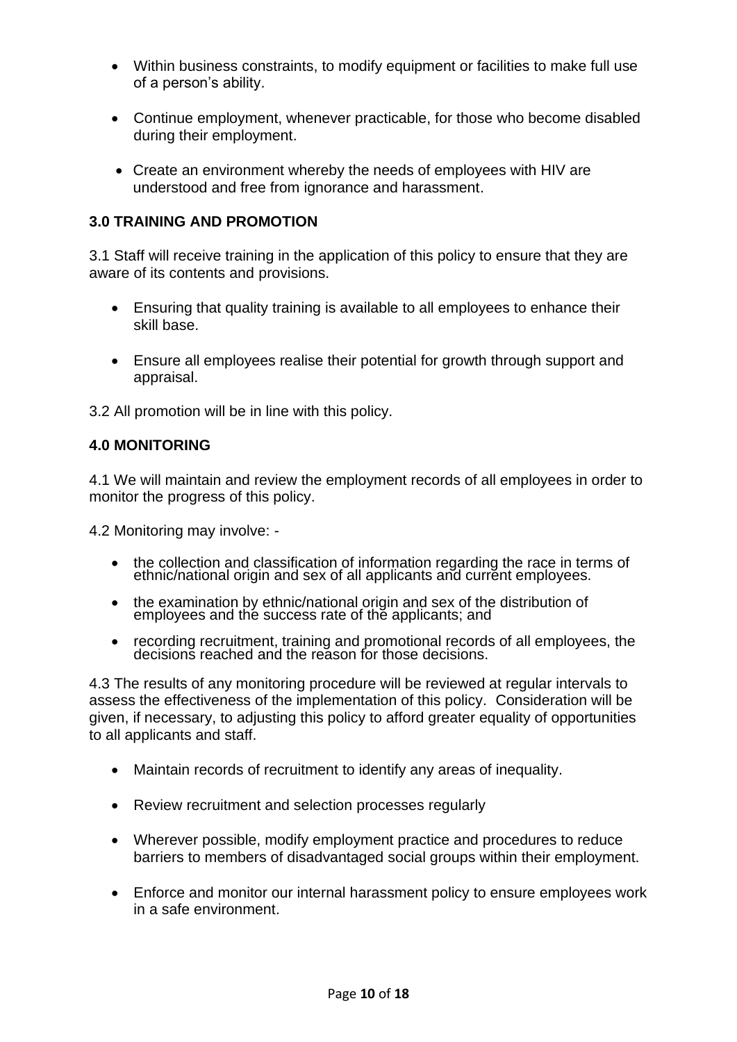- Within business constraints, to modify equipment or facilities to make full use of a person's ability.

- Continue employment, whenever practicable, for those who become disabled during their employment.

- Create an environment whereby the needs of employees with HIV are understood and free from ignorance and harassment.

### 3.0 TRAINING AND PROMOTION

3.1 Staff will receive training in the application of this policy to ensure that they are aware of its contents and provisions.

- Ensuring that quality training is available to all employees to enhance their skill base.

- Ensure all employees realise their potential for growth through support and appraisal.

3.2 All promotion will be in line with this policy.

### 4.0 MONITORING

4.1 We will maintain and review the employment records of all employees in order to monitor the progress of this policy.

4.2 Monitoring may involve: -

- the collection and classification of information regarding the race in terms of ethnic/national origin and sex of all applicants and current employees.

- the examination by ethnic/national origin and sex of the distribution of employees and the success rate of the applicants; and

- recording recruitment, training and promotional records of all employees, the decisions reached and the reason for those decisions.

4.3 The results of any monitoring procedure will be reviewed at regular intervals to assess the effectiveness of the implementation of this policy. Consideration will be given, if necessary, to adjusting this policy to afford greater equality of opportunities to all applicants and staff.

- Maintain records of recruitment to identify any areas of inequality.

- Review recruitment and selection processes regularly

- Wherever possible, modify employment practice and procedures to reduce barriers to members of disadvantaged social groups within their employment.

- Enforce and monitor our internal harassment policy to ensure employees work in a safe environment.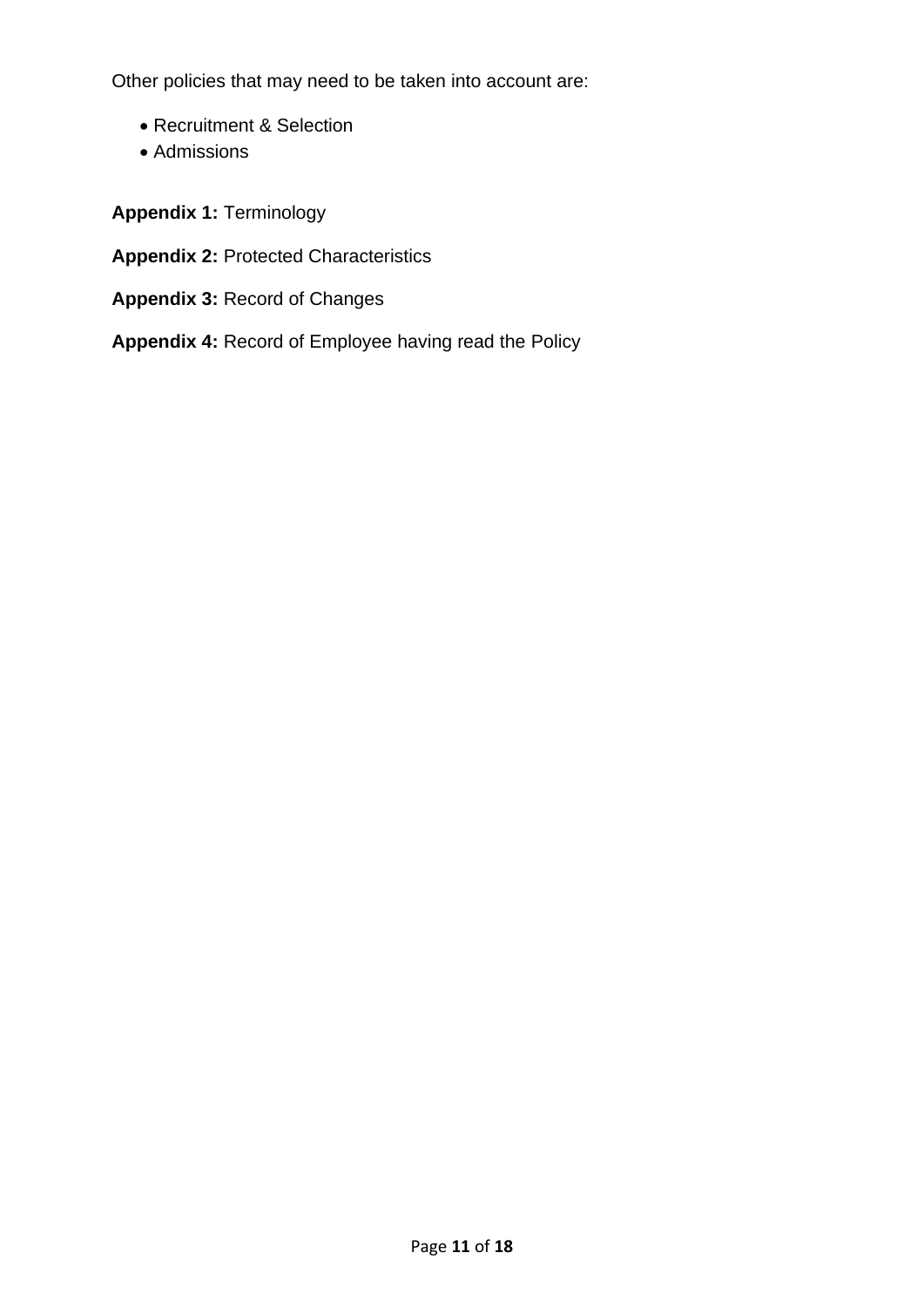Other policies that may need to be taken into account are:

- Recruitment & Selection
- Admissions

**Appendix 1:** Terminology

**Appendix 2:** Protected Characteristics

**Appendix 3:** Record of Changes

**Appendix 4:** Record of Employee having read the Policy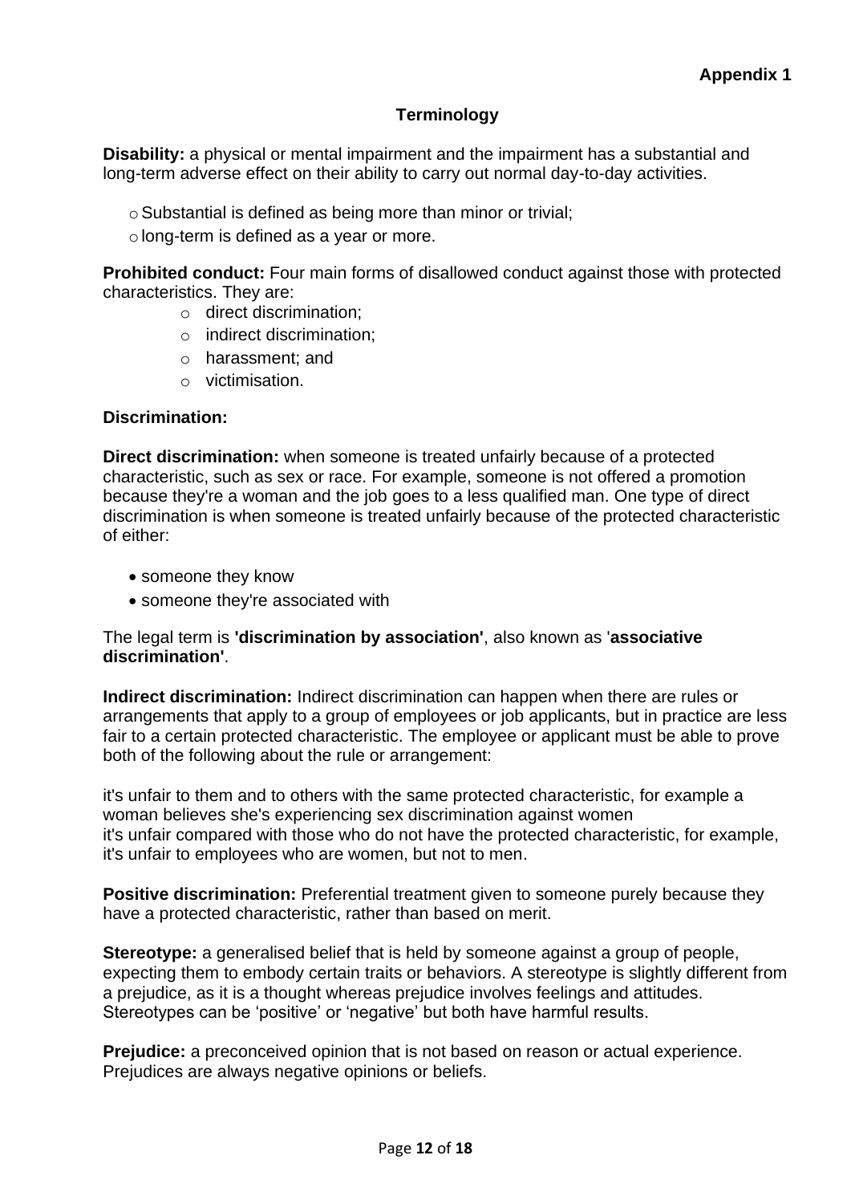**Appendix 1**

## Terminology

**Disability:** a physical or mental impairment and the impairment has a substantial and long-term adverse effect on their ability to carry out normal day-to-day activities.

- Substantial is defined as being more than minor or trivial;
- long-term is defined as a year or more.

**Prohibited conduct:** Four main forms of disallowed conduct against those with protected characteristics. They are:

- direct discrimination;
- indirect discrimination;
- harassment; and
- victimisation.

**Discrimination:**

**Direct discrimination:** when someone is treated unfairly because of a protected characteristic, such as sex or race. For example, someone is not offered a promotion because they're a woman and the job goes to a less qualified man. One type of direct discrimination is when someone is treated unfairly because of the protected characteristic of either:

- someone they know
- someone they're associated with

The legal term is **'discrimination by association'**, also known as '**associative discrimination'**.

**Indirect discrimination:** Indirect discrimination can happen when there are rules or arrangements that apply to a group of employees or job applicants, but in practice are less fair to a certain protected characteristic. The employee or applicant must be able to prove both of the following about the rule or arrangement:

it's unfair to them and to others with the same protected characteristic, for example a woman believes she's experiencing sex discrimination against women
it's unfair compared with those who do not have the protected characteristic, for example, it's unfair to employees who are women, but not to men.

**Positive discrimination:** Preferential treatment given to someone purely because they have a protected characteristic, rather than based on merit.

**Stereotype:** a generalised belief that is held by someone against a group of people, expecting them to embody certain traits or behaviors. A stereotype is slightly different from a prejudice, as it is a thought whereas prejudice involves feelings and attitudes. Stereotypes can be 'positive' or 'negative' but both have harmful results.

**Prejudice:** a preconceived opinion that is not based on reason or actual experience. Prejudices are always negative opinions or beliefs.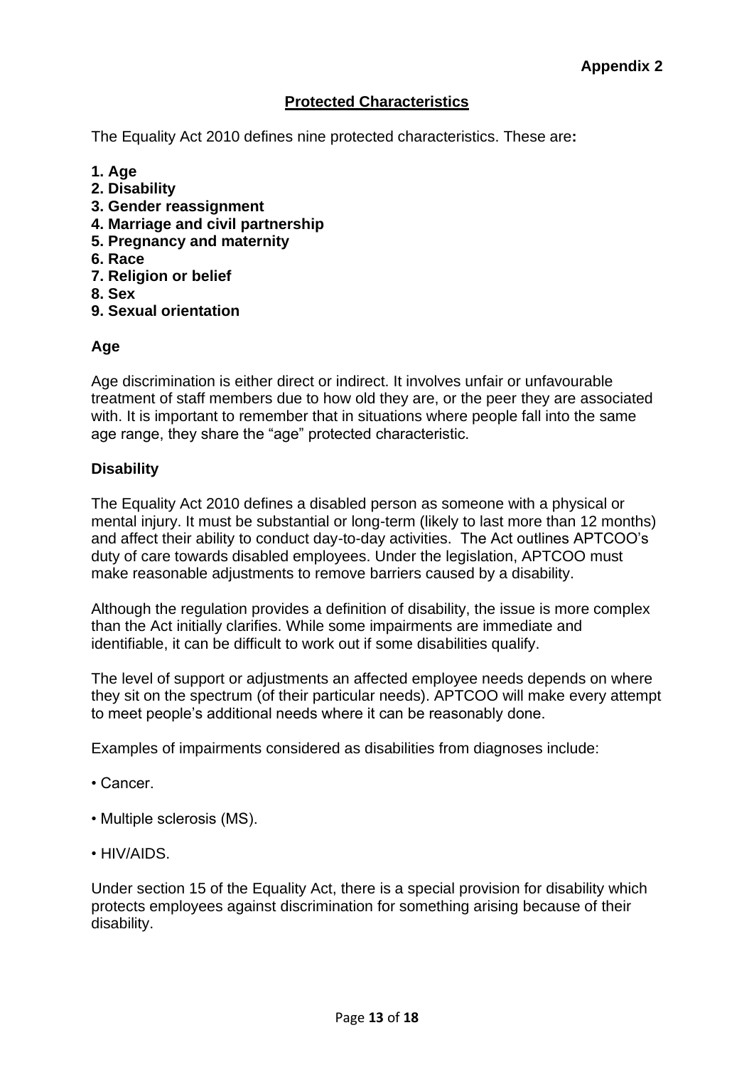**Appendix 2**

## Protected Characteristics

The Equality Act 2010 defines nine protected characteristics. These are**:**

**1. Age**
**2. Disability**
**3. Gender reassignment**
**4. Marriage and civil partnership**
**5. Pregnancy and maternity**
**6. Race**
**7. Religion or belief**
**8. Sex**
**9. Sexual orientation**

### Age

Age discrimination is either direct or indirect. It involves unfair or unfavourable treatment of staff members due to how old they are, or the peer they are associated with. It is important to remember that in situations where people fall into the same age range, they share the "age" protected characteristic.

### Disability

The Equality Act 2010 defines a disabled person as someone with a physical or mental injury. It must be substantial or long-term (likely to last more than 12 months) and affect their ability to conduct day-to-day activities. The Act outlines APTCOO's duty of care towards disabled employees. Under the legislation, APTCOO must make reasonable adjustments to remove barriers caused by a disability.

Although the regulation provides a definition of disability, the issue is more complex than the Act initially clarifies. While some impairments are immediate and identifiable, it can be difficult to work out if some disabilities qualify.

The level of support or adjustments an affected employee needs depends on where they sit on the spectrum (of their particular needs). APTCOO will make every attempt to meet people's additional needs where it can be reasonably done.

Examples of impairments considered as disabilities from diagnoses include:

- Cancer.
- Multiple sclerosis (MS).
- HIV/AIDS.

Under section 15 of the Equality Act, there is a special provision for disability which protects employees against discrimination for something arising because of their disability.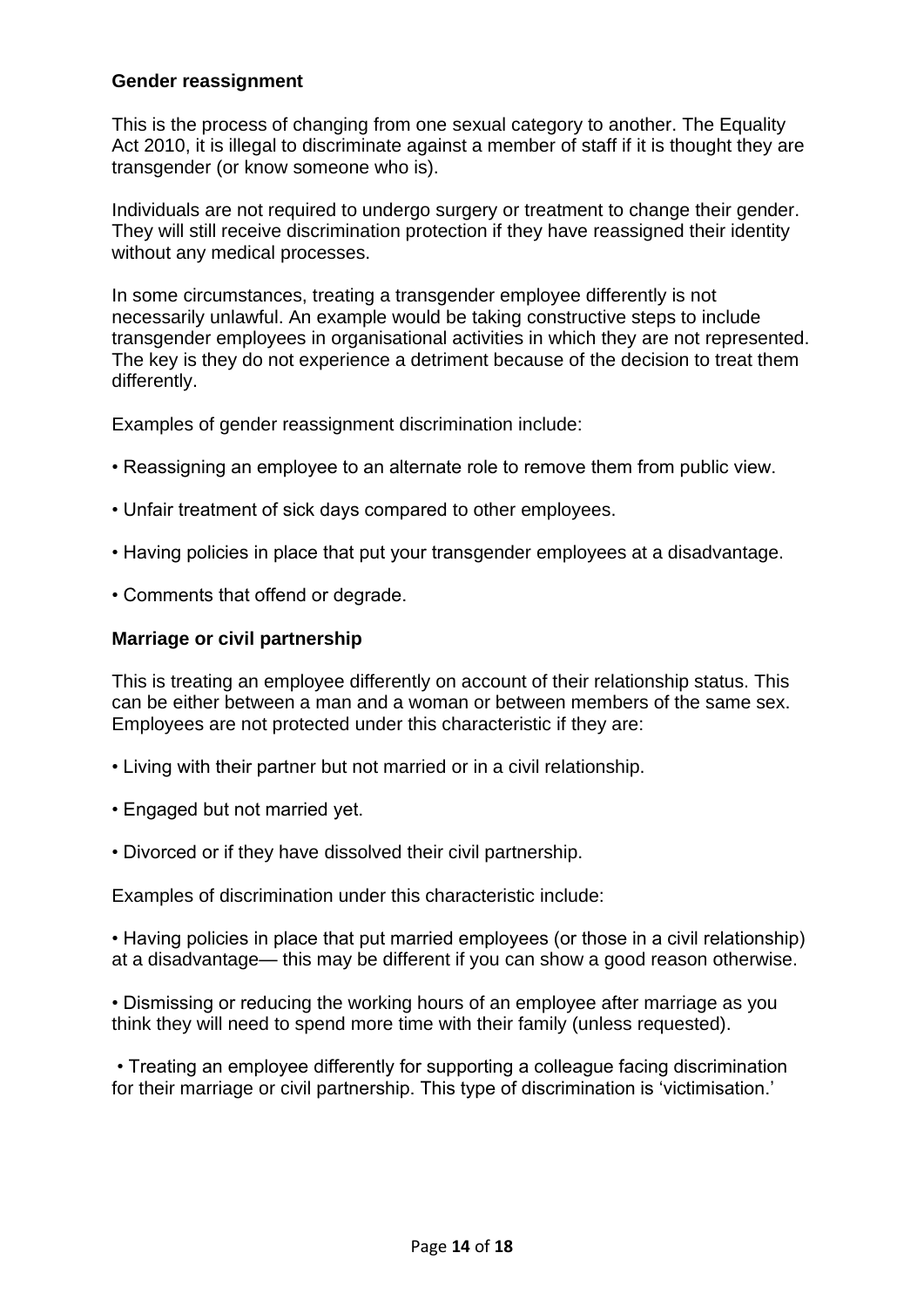**Gender reassignment**

This is the process of changing from one sexual category to another. The Equality Act 2010, it is illegal to discriminate against a member of staff if it is thought they are transgender (or know someone who is).

Individuals are not required to undergo surgery or treatment to change their gender. They will still receive discrimination protection if they have reassigned their identity without any medical processes.

In some circumstances, treating a transgender employee differently is not necessarily unlawful. An example would be taking constructive steps to include transgender employees in organisational activities in which they are not represented. The key is they do not experience a detriment because of the decision to treat them differently.

Examples of gender reassignment discrimination include:

• Reassigning an employee to an alternate role to remove them from public view.

• Unfair treatment of sick days compared to other employees.

• Having policies in place that put your transgender employees at a disadvantage.

• Comments that offend or degrade.

**Marriage or civil partnership**

This is treating an employee differently on account of their relationship status. This can be either between a man and a woman or between members of the same sex. Employees are not protected under this characteristic if they are:

• Living with their partner but not married or in a civil relationship.

• Engaged but not married yet.

• Divorced or if they have dissolved their civil partnership.

Examples of discrimination under this characteristic include:

• Having policies in place that put married employees (or those in a civil relationship) at a disadvantage— this may be different if you can show a good reason otherwise.

• Dismissing or reducing the working hours of an employee after marriage as you think they will need to spend more time with their family (unless requested).

• Treating an employee differently for supporting a colleague facing discrimination for their marriage or civil partnership. This type of discrimination is 'victimisation.'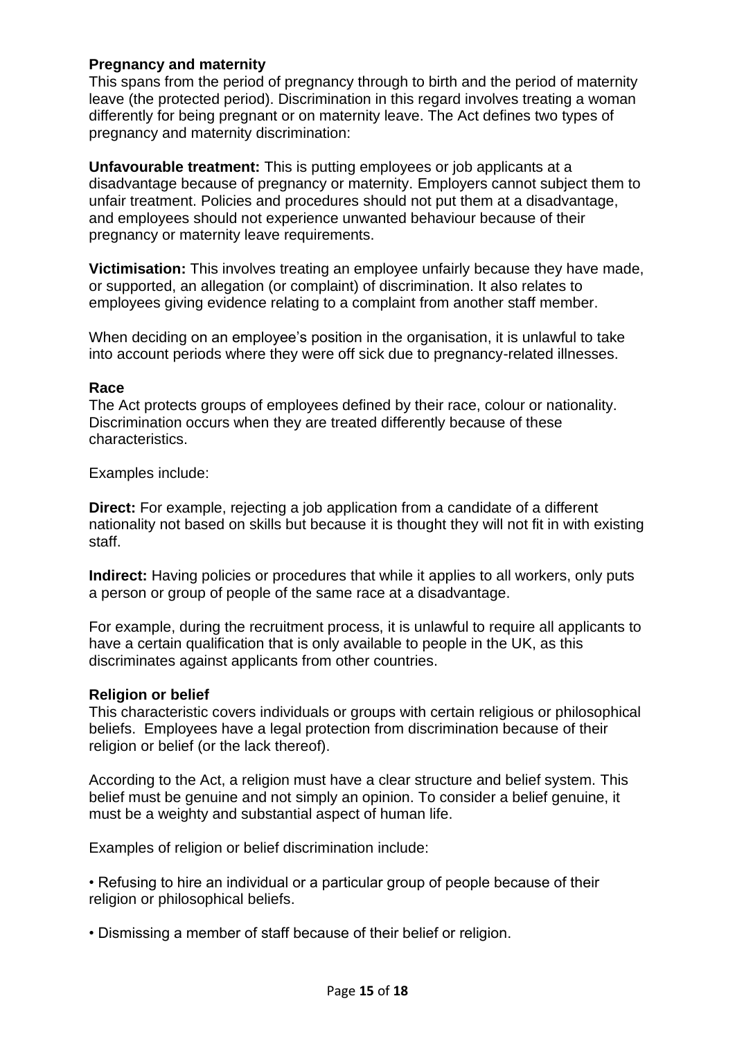**Pregnancy and maternity**

This spans from the period of pregnancy through to birth and the period of maternity leave (the protected period). Discrimination in this regard involves treating a woman differently for being pregnant or on maternity leave. The Act defines two types of pregnancy and maternity discrimination:

**Unfavourable treatment:** This is putting employees or job applicants at a disadvantage because of pregnancy or maternity. Employers cannot subject them to unfair treatment. Policies and procedures should not put them at a disadvantage, and employees should not experience unwanted behaviour because of their pregnancy or maternity leave requirements.

**Victimisation:** This involves treating an employee unfairly because they have made, or supported, an allegation (or complaint) of discrimination. It also relates to employees giving evidence relating to a complaint from another staff member.

When deciding on an employee's position in the organisation, it is unlawful to take into account periods where they were off sick due to pregnancy-related illnesses.

**Race**

The Act protects groups of employees defined by their race, colour or nationality. Discrimination occurs when they are treated differently because of these characteristics.

Examples include:

**Direct:** For example, rejecting a job application from a candidate of a different nationality not based on skills but because it is thought they will not fit in with existing staff.

**Indirect:** Having policies or procedures that while it applies to all workers, only puts a person or group of people of the same race at a disadvantage.

For example, during the recruitment process, it is unlawful to require all applicants to have a certain qualification that is only available to people in the UK, as this discriminates against applicants from other countries.

**Religion or belief**

This characteristic covers individuals or groups with certain religious or philosophical beliefs. Employees have a legal protection from discrimination because of their religion or belief (or the lack thereof).

According to the Act, a religion must have a clear structure and belief system. This belief must be genuine and not simply an opinion. To consider a belief genuine, it must be a weighty and substantial aspect of human life.

Examples of religion or belief discrimination include:

- Refusing to hire an individual or a particular group of people because of their religion or philosophical beliefs.
- Dismissing a member of staff because of their belief or religion.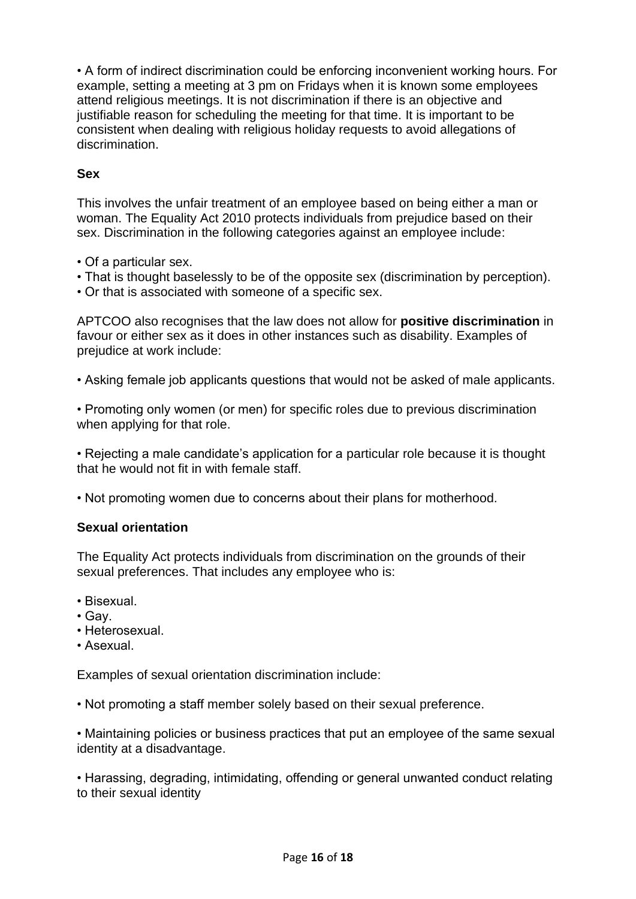- A form of indirect discrimination could be enforcing inconvenient working hours. For example, setting a meeting at 3 pm on Fridays when it is known some employees attend religious meetings. It is not discrimination if there is an objective and justifiable reason for scheduling the meeting for that time. It is important to be consistent when dealing with religious holiday requests to avoid allegations of discrimination.

**Sex**

This involves the unfair treatment of an employee based on being either a man or woman. The Equality Act 2010 protects individuals from prejudice based on their sex. Discrimination in the following categories against an employee include:

- Of a particular sex.
- That is thought baselessly to be of the opposite sex (discrimination by perception).
- Or that is associated with someone of a specific sex.

APTCOO also recognises that the law does not allow for **positive discrimination** in favour or either sex as it does in other instances such as disability. Examples of prejudice at work include:

- Asking female job applicants questions that would not be asked of male applicants.

- Promoting only women (or men) for specific roles due to previous discrimination when applying for that role.

- Rejecting a male candidate's application for a particular role because it is thought that he would not fit in with female staff.

- Not promoting women due to concerns about their plans for motherhood.

**Sexual orientation**

The Equality Act protects individuals from discrimination on the grounds of their sexual preferences. That includes any employee who is:

- Bisexual.
- Gay.
- Heterosexual.
- Asexual.

Examples of sexual orientation discrimination include:

- Not promoting a staff member solely based on their sexual preference.

- Maintaining policies or business practices that put an employee of the same sexual identity at a disadvantage.

- Harassing, degrading, intimidating, offending or general unwanted conduct relating to their sexual identity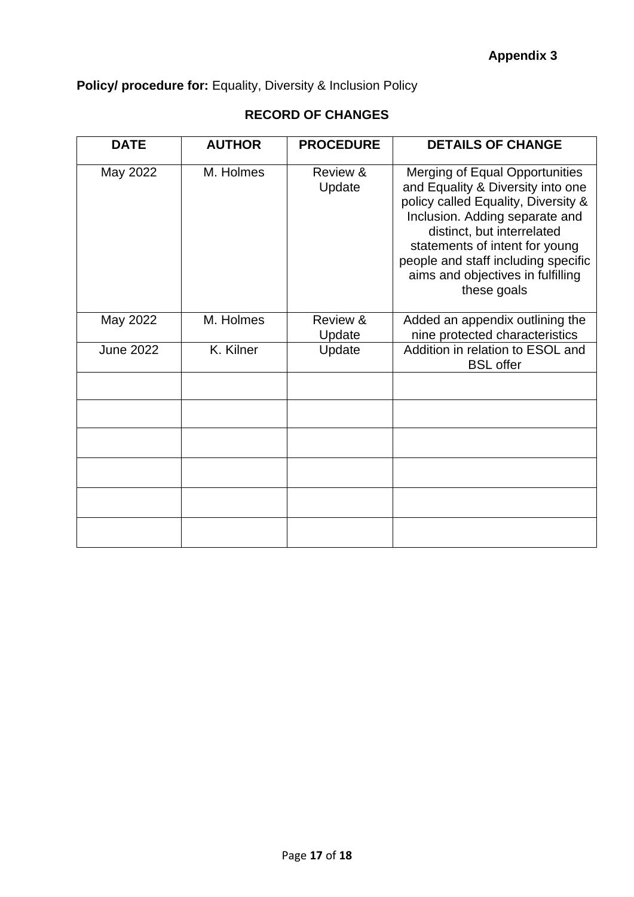**Appendix 3**

**Policy/ procedure for:** Equality, Diversity & Inclusion Policy

**RECORD OF CHANGES**

| DATE | AUTHOR | PROCEDURE | DETAILS OF CHANGE |
|---|---|---|---|
| May 2022 | M. Holmes | Review & Update | Merging of Equal Opportunities and Equality & Diversity into one policy called Equality, Diversity & Inclusion. Adding separate and distinct, but interrelated statements of intent for young people and staff including specific aims and objectives in fulfilling these goals |
| May 2022 | M. Holmes | Review & Update | Added an appendix outlining the nine protected characteristics |
| June 2022 | K. Kilner | Update | Addition in relation to ESOL and BSL offer |
| | | | |
| | | | |
| | | | |
| | | | |
| | | | |
| | | | |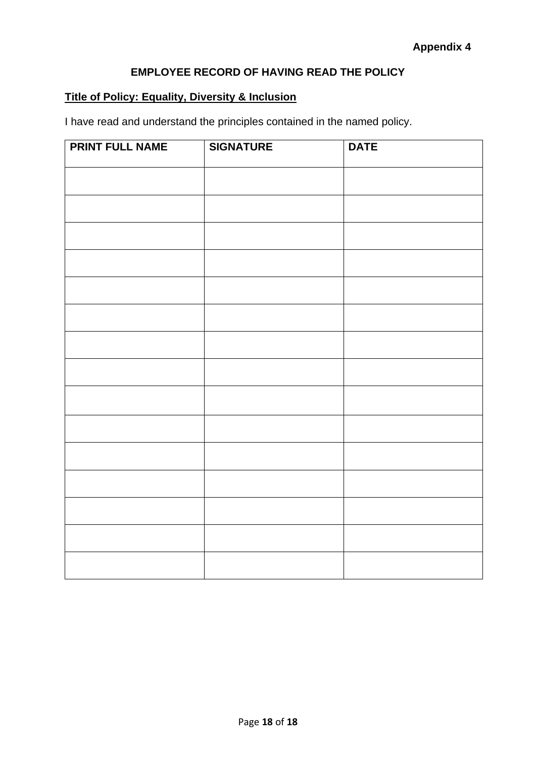**Appendix 4**

## EMPLOYEE RECORD OF HAVING READ THE POLICY

**Title of Policy: Equality, Diversity & Inclusion**

I have read and understand the principles contained in the named policy.

| PRINT FULL NAME | SIGNATURE | DATE |
|---|---|---|
| | | |
| | | |
| | | |
| | | |
| | | |
| | | |
| | | |
| | | |
| | | |
| | | |
| | | |
| | | |
| | | |
| | | |
| | | |